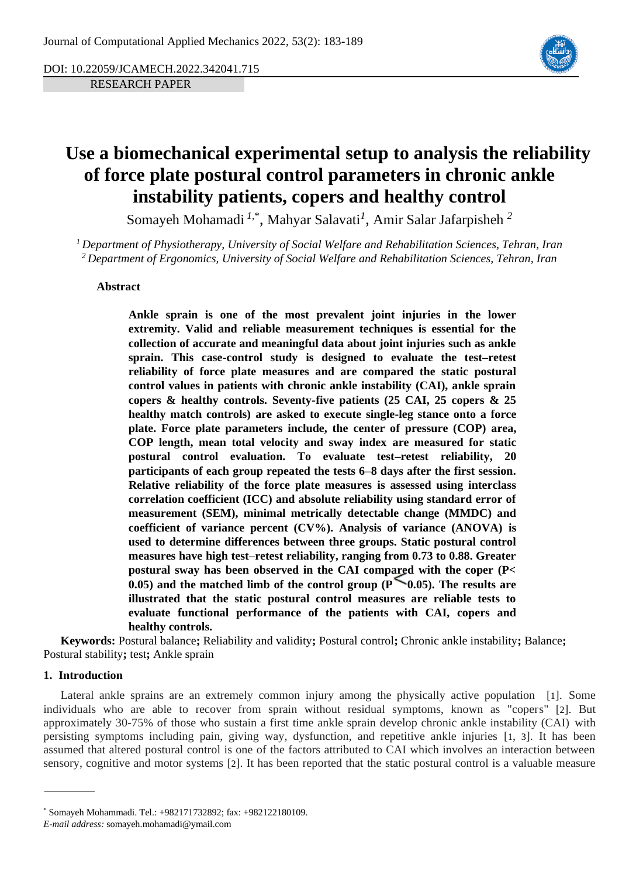# Use a biomechanical experimental setup to analysis the reliability of force plate postural control parameters in chronic ankle instability patients, copers and healthy control

Somayeh Mohamadi [1,*], Mahyar Salavati[1], Amir Salar Jafarpisheh [2]

[1] *Department of Physiotherapy, University of Social Welfare and Rehabilitation Sciences, Tehran, Iran*
[2] *Department of Ergonomics, University of Social Welfare and Rehabilitation Sciences, Tehran, Iran*

### Abstract

**Ankle sprain is one of the most prevalent joint injuries in the lower extremity. Valid and reliable measurement techniques is essential for the collection of accurate and meaningful data about joint injuries such as ankle sprain. This case-control study is designed to evaluate the test–retest reliability of force plate measures and are compared the static postural control values in patients with chronic ankle instability (CAI), ankle sprain copers & healthy controls. Seventy-five patients (25 CAI, 25 copers & 25 healthy match controls) are asked to execute single-leg stance onto a force plate. Force plate parameters include, the center of pressure (COP) area, COP length, mean total velocity and sway index are measured for static postural control evaluation. To evaluate test–retest reliability, 20 participants of each group repeated the tests 6–8 days after the first session. Relative reliability of the force plate measures is assessed using interclass correlation coefficient (ICC) and absolute reliability using standard error of measurement (SEM), minimal metrically detectable change (MMDC) and coefficient of variance percent (CV%). Analysis of variance (ANOVA) is used to determine differences between three groups. Static postural control measures have high test–retest reliability, ranging from 0.73 to 0.88. Greater postural sway has been observed in the CAI compared with the coper ($P < 0.05$) and the matched limb of the control group ($P < 0.05$). The results are illustrated that the static postural control measures are reliable tests to evaluate functional performance of the patients with CAI, copers and healthy controls.**

**Keywords:** Postural balance**;** Reliability and validity**;** Postural control**;** Chronic ankle instability**;** Balance**;** Postural stability**;** test**;** Ankle sprain

## 1. Introduction

Lateral ankle sprains are an extremely common injury among the physically active population [1]. Some individuals who are able to recover from sprain without residual symptoms, known as "copers" [2]. But approximately 30-75% of those who sustain a first time ankle sprain develop chronic ankle instability (CAI) with persisting symptoms including pain, giving way, dysfunction, and repetitive ankle injuries [1, 3]. It has been assumed that altered postural control is one of the factors attributed to CAI which involves an interaction between sensory, cognitive and motor systems [2]. It has been reported that the static postural control is a valuable measure

---

[*] Somayeh Mohammadi. Tel.: +982171732892; fax: +982122180109.
*E-mail address:* somayeh.mohamadi@ymail.com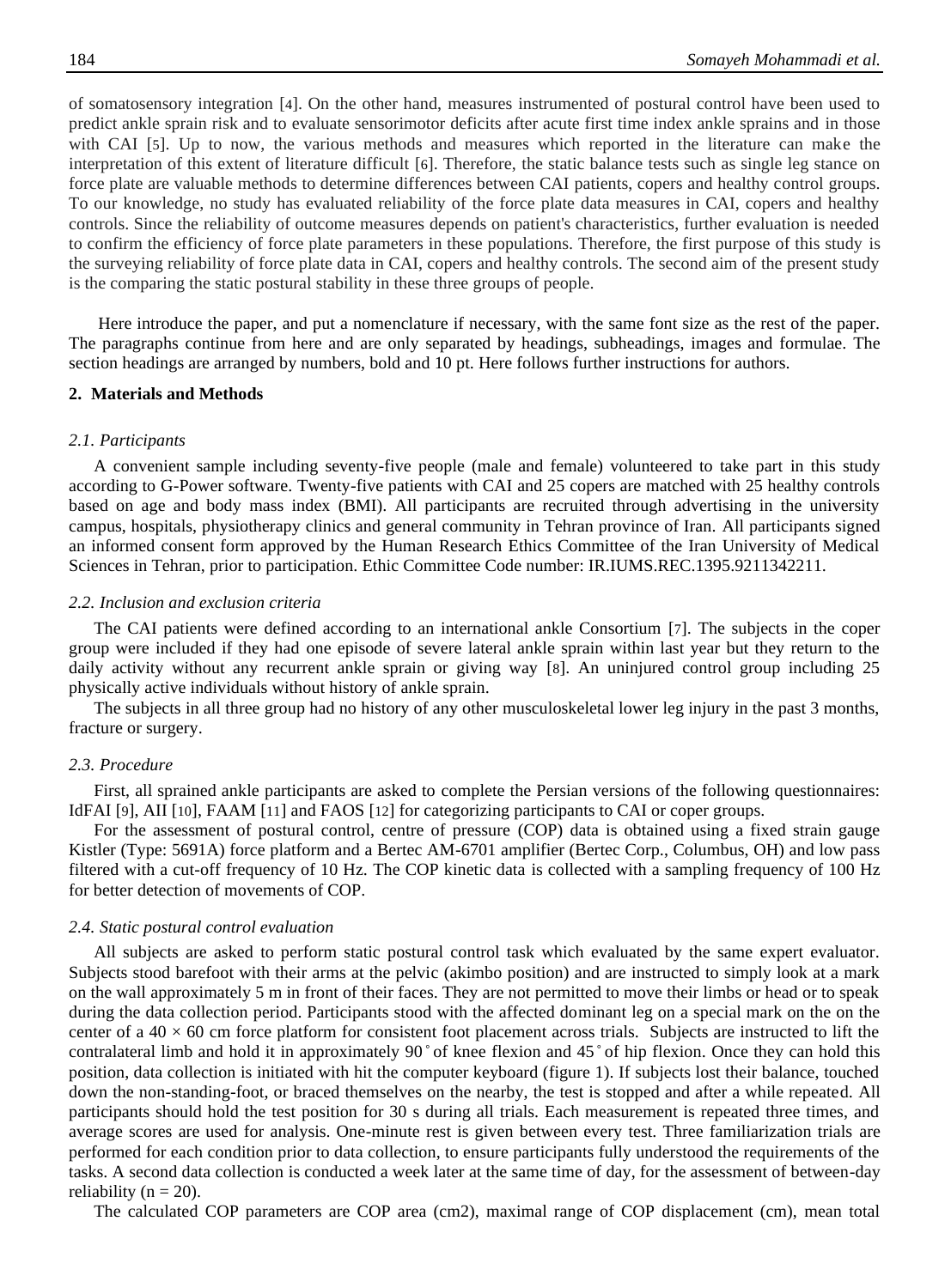of somatosensory integration [4]. On the other hand, measures instrumented of postural control have been used to predict ankle sprain risk and to evaluate sensorimotor deficits after acute first time index ankle sprains and in those with CAI [5]. Up to now, the various methods and measures which reported in the literature can make the interpretation of this extent of literature difficult [6]. Therefore, the static balance tests such as single leg stance on force plate are valuable methods to determine differences between CAI patients, copers and healthy control groups. To our knowledge, no study has evaluated reliability of the force plate data measures in CAI, copers and healthy controls. Since the reliability of outcome measures depends on patient's characteristics, further evaluation is needed to confirm the efficiency of force plate parameters in these populations. Therefore, the first purpose of this study is the surveying reliability of force plate data in CAI, copers and healthy controls. The second aim of the present study is the comparing the static postural stability in these three groups of people.

Here introduce the paper, and put a nomenclature if necessary, with the same font size as the rest of the paper. The paragraphs continue from here and are only separated by headings, subheadings, images and formulae. The section headings are arranged by numbers, bold and 10 pt. Here follows further instructions for authors.

## 2. Materials and Methods

### *2.1. Participants*

A convenient sample including seventy-five people (male and female) volunteered to take part in this study according to G-Power software. Twenty-five patients with CAI and 25 copers are matched with 25 healthy controls based on age and body mass index (BMI). All participants are recruited through advertising in the university campus, hospitals, physiotherapy clinics and general community in Tehran province of Iran. All participants signed an informed consent form approved by the Human Research Ethics Committee of the Iran University of Medical Sciences in Tehran, prior to participation. Ethic Committee Code number: IR.IUMS.REC.1395.9211342211.

### *2.2. Inclusion and exclusion criteria*

The CAI patients were defined according to an international ankle Consortium [7]. The subjects in the coper group were included if they had one episode of severe lateral ankle sprain within last year but they return to the daily activity without any recurrent ankle sprain or giving way [8]. An uninjured control group including 25 physically active individuals without history of ankle sprain.

The subjects in all three group had no history of any other musculoskeletal lower leg injury in the past 3 months, fracture or surgery.

### *2.3. Procedure*

First, all sprained ankle participants are asked to complete the Persian versions of the following questionnaires: IdFAI [9], AII [10], FAAM [11] and FAOS [12] for categorizing participants to CAI or coper groups.

For the assessment of postural control, centre of pressure (COP) data is obtained using a fixed strain gauge Kistler (Type: 5691A) force platform and a Bertec AM-6701 amplifier (Bertec Corp., Columbus, OH) and low pass filtered with a cut-off frequency of 10 Hz. The COP kinetic data is collected with a sampling frequency of 100 Hz for better detection of movements of COP.

### *2.4. Static postural control evaluation*

All subjects are asked to perform static postural control task which evaluated by the same expert evaluator. Subjects stood barefoot with their arms at the pelvic (akimbo position) and are instructed to simply look at a mark on the wall approximately 5 m in front of their faces. They are not permitted to move their limbs or head or to speak during the data collection period. Participants stood with the affected dominant leg on a special mark on the on the center of a $40 \times 60$ cm force platform for consistent foot placement across trials. Subjects are instructed to lift the contralateral limb and hold it in approximately 90˚ of knee flexion and 45˚ of hip flexion. Once they can hold this position, data collection is initiated with hit the computer keyboard (figure 1). If subjects lost their balance, touched down the non-standing-foot, or braced themselves on the nearby, the test is stopped and after a while repeated. All participants should hold the test position for 30 s during all trials. Each measurement is repeated three times, and average scores are used for analysis. One-minute rest is given between every test. Three familiarization trials are performed for each condition prior to data collection, to ensure participants fully understood the requirements of the tasks. A second data collection is conducted a week later at the same time of day, for the assessment of between-day reliability ($n = 20$).

The calculated COP parameters are COP area (cm2), maximal range of COP displacement (cm), mean total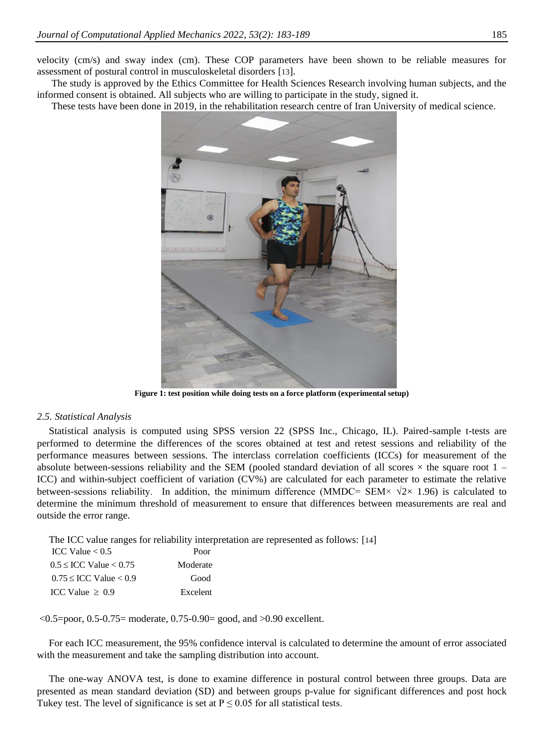velocity (cm/s) and sway index (cm). These COP parameters have been shown to be reliable measures for assessment of postural control in musculoskeletal disorders [13].

The study is approved by the Ethics Committee for Health Sciences Research involving human subjects, and the informed consent is obtained. All subjects who are willing to participate in the study, signed it.

These tests have been done in 2019, in the rehabilitation research centre of Iran University of medical science.

**Figure 1: test position while doing tests on a force platform (experimental setup)**

### *2.5. Statistical Analysis*

Statistical analysis is computed using SPSS version 22 (SPSS Inc., Chicago, IL). Paired-sample t-tests are performed to determine the differences of the scores obtained at test and retest sessions and reliability of the performance measures between sessions. The interclass correlation coefficients (ICCs) for measurement of the absolute between-sessions reliability and the SEM (pooled standard deviation of all scores × the square root 1 – ICC) and within-subject coefficient of variation (CV%) are calculated for each parameter to estimate the relative between-sessions reliability. In addition, the minimum difference (MMDC= SEM× $\sqrt{2}$× 1.96) is calculated to determine the minimum threshold of measurement to ensure that differences between measurements are real and outside the error range.

The ICC value ranges for reliability interpretation are represented as follows: [14]

| | |
|---|---|
| ICC Value < 0.5 | Poor |
| 0.5 ≤ ICC Value < 0.75 | Moderate |
| 0.75 ≤ ICC Value < 0.9 | Good |
| ICC Value ≥ 0.9 | Excelent |

<0.5=poor, 0.5-0.75= moderate, 0.75-0.90= good, and >0.90 excellent.

For each ICC measurement, the 95% confidence interval is calculated to determine the amount of error associated with the measurement and take the sampling distribution into account.

The one-way ANOVA test, is done to examine difference in postural control between three groups. Data are presented as mean standard deviation (SD) and between groups p-value for significant differences and post hock Tukey test. The level of significance is set at $P \leq 0.05$ for all statistical tests.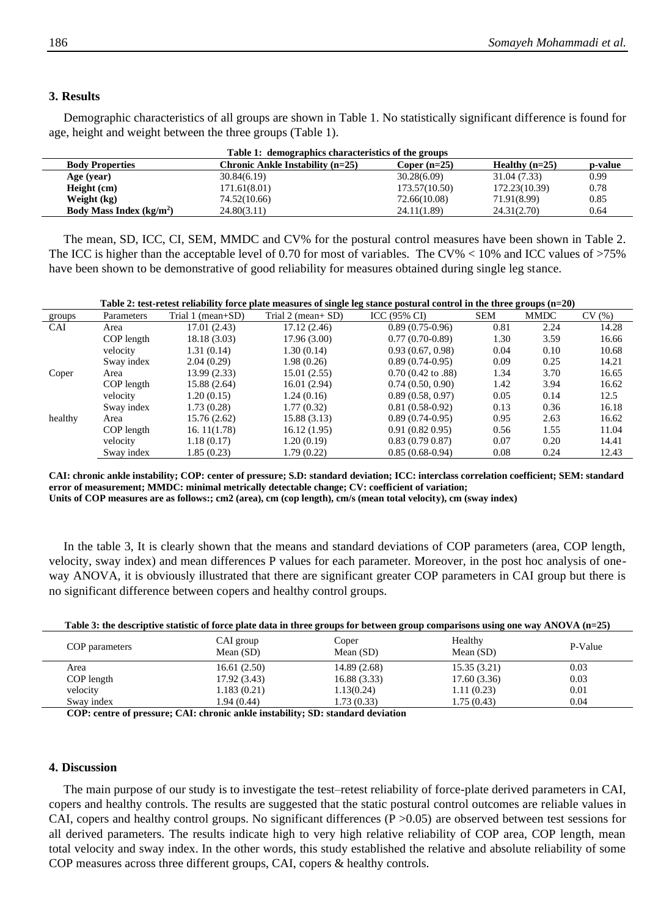## 3. Results

Demographic characteristics of all groups are shown in Table 1. No statistically significant difference is found for age, height and weight between the three groups (Table 1).

**Table 1: demographics characteristics of the groups**

| Body Properties | Chronic Ankle Instability (n=25) | Coper (n=25) | Healthy (n=25) | p-value |
|---|---|---|---|---|
| **Age (year)** | 30.84(6.19) | 30.28(6.09) | 31.04 (7.33) | 0.99 |
| **Height (cm)** | 171.61(8.01) | 173.57(10.50) | 172.23(10.39) | 0.78 |
| **Weight (kg)** | 74.52(10.66) | 72.66(10.08) | 71.91(8.99) | 0.85 |
| **Body Mass Index (kg/m$^2$)** | 24.80(3.11) | 24.11(1.89) | 24.31(2.70) | 0.64 |

The mean, SD, ICC, CI, SEM, MMDC and CV% for the postural control measures have been shown in Table 2. The ICC is higher than the acceptable level of 0.70 for most of variables. The CV% < 10% and ICC values of >75% have been shown to be demonstrative of good reliability for measures obtained during single leg stance.

**Table 2: test-retest reliability force plate measures of single leg stance postural control in the three groups (n=20)**

| groups | Parameters | Trial 1 (mean+SD) | Trial 2 (mean+ SD) | ICC (95% CI) | SEM | MMDC | CV (%) |
|---|---|---|---|---|---|---|---|
| CAI | Area | 17.01 (2.43) | 17.12 (2.46) | 0.89 (0.75-0.96) | 0.81 | 2.24 | 14.28 |
| | COP length | 18.18 (3.03) | 17.96 (3.00) | 0.77 (0.70-0.89) | 1.30 | 3.59 | 16.66 |
| | velocity | 1.31 (0.14) | 1.30 (0.14) | 0.93 (0.67, 0.98) | 0.04 | 0.10 | 10.68 |
| | Sway index | 2.04 (0.29) | 1.98 (0.26) | 0.89 (0.74-0.95) | 0.09 | 0.25 | 14.21 |
| Coper | Area | 13.99 (2.33) | 15.01 (2.55) | 0.70 (0.42 to .88) | 1.34 | 3.70 | 16.65 |
| | COP length | 15.88 (2.64) | 16.01 (2.94) | 0.74 (0.50, 0.90) | 1.42 | 3.94 | 16.62 |
| | velocity | 1.20 (0.15) | 1.24 (0.16) | 0.89 (0.58, 0.97) | 0.05 | 0.14 | 12.5 |
| | Sway index | 1.73 (0.28) | 1.77 (0.32) | 0.81 (0.58-0.92) | 0.13 | 0.36 | 16.18 |
| healthy | Area | 15.76 (2.62) | 15.88 (3.13) | 0.89 (0.74-0.95) | 0.95 | 2.63 | 16.62 |
| | COP length | 16. 11(1.78) | 16.12 (1.95) | 0.91 (0.82 0.95) | 0.56 | 1.55 | 11.04 |
| | velocity | 1.18 (0.17) | 1.20 (0.19) | 0.83 (0.79 0.87) | 0.07 | 0.20 | 14.41 |
| | Sway index | 1.85 (0.23) | 1.79 (0.22) | 0.85 (0.68-0.94) | 0.08 | 0.24 | 12.43 |

**CAI: chronic ankle instability; COP: center of pressure; S.D: standard deviation; ICC: interclass correlation coefficient; SEM: standard error of measurement; MMDC: minimal metrically detectable change; CV: coefficient of variation;**
**Units of COP measures are as follows:; cm2 (area), cm (cop length), cm/s (mean total velocity), cm (sway index)**

In the table 3, It is clearly shown that the means and standard deviations of COP parameters (area, COP length, velocity, sway index) and mean differences P values for each parameter. Moreover, in the post hoc analysis of one-way ANOVA, it is obviously illustrated that there are significant greater COP parameters in CAI group but there is no significant difference between copers and healthy control groups.

**Table 3: the descriptive statistic of force plate data in three groups for between group comparisons using one way ANOVA (n=25)**

| COP parameters | CAI group Mean (SD) | Coper Mean (SD) | Healthy Mean (SD) | P-Value |
|---|---|---|---|---|
| Area | 16.61 (2.50) | 14.89 (2.68) | 15.35 (3.21) | 0.03 |
| COP length | 17.92 (3.43) | 16.88 (3.33) | 17.60 (3.36) | 0.03 |
| velocity | 1.183 (0.21) | 1.13(0.24) | 1.11 (0.23) | 0.01 |
| Sway index | 1.94 (0.44) | 1.73 (0.33) | 1.75 (0.43) | 0.04 |

**COP: centre of pressure; CAI: chronic ankle instability; SD: standard deviation**

## 4. Discussion

The main purpose of our study is to investigate the test–retest reliability of force-plate derived parameters in CAI, copers and healthy controls. The results are suggested that the static postural control outcomes are reliable values in CAI, copers and healthy control groups. No significant differences ($P > 0.05$) are observed between test sessions for all derived parameters. The results indicate high to very high relative reliability of COP area, COP length, mean total velocity and sway index. In the other words, this study established the relative and absolute reliability of some COP measures across three different groups, CAI, copers & healthy controls.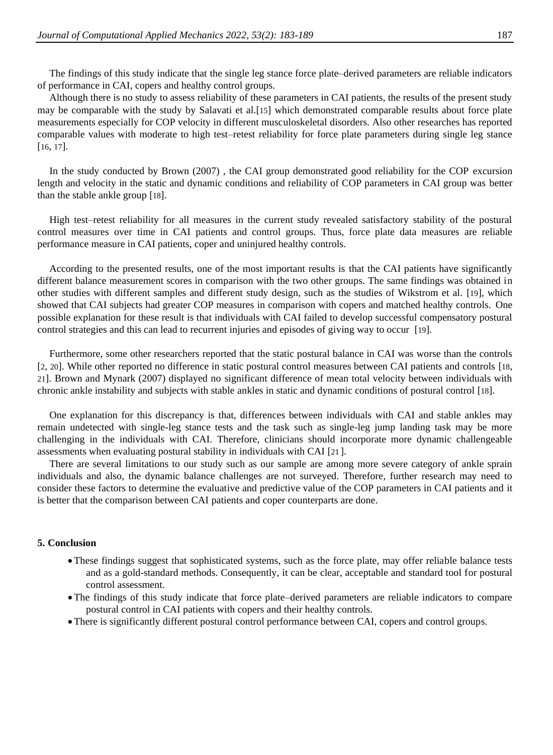The findings of this study indicate that the single leg stance force plate–derived parameters are reliable indicators of performance in CAI, copers and healthy control groups.

Although there is no study to assess reliability of these parameters in CAI patients, the results of the present study may be comparable with the study by Salavati et al.[15] which demonstrated comparable results about force plate measurements especially for COP velocity in different musculoskeletal disorders. Also other researches has reported comparable values with moderate to high test–retest reliability for force plate parameters during single leg stance [16, 17].

In the study conducted by Brown (2007) , the CAI group demonstrated good reliability for the COP excursion length and velocity in the static and dynamic conditions and reliability of COP parameters in CAI group was better than the stable ankle group [18].

High test–retest reliability for all measures in the current study revealed satisfactory stability of the postural control measures over time in CAI patients and control groups. Thus, force plate data measures are reliable performance measure in CAI patients, coper and uninjured healthy controls.

According to the presented results, one of the most important results is that the CAI patients have significantly different balance measurement scores in comparison with the two other groups. The same findings was obtained in other studies with different samples and different study design, such as the studies of Wikstrom et al. [19], which showed that CAI subjects had greater COP measures in comparison with copers and matched healthy controls. One possible explanation for these result is that individuals with CAI failed to develop successful compensatory postural control strategies and this can lead to recurrent injuries and episodes of giving way to occur [19].

Furthermore, some other researchers reported that the static postural balance in CAI was worse than the controls [2, 20]. While other reported no difference in static postural control measures between CAI patients and controls [18, 21]. Brown and Mynark (2007) displayed no significant difference of mean total velocity between individuals with chronic ankle instability and subjects with stable ankles in static and dynamic conditions of postural control [18].

One explanation for this discrepancy is that, differences between individuals with CAI and stable ankles may remain undetected with single-leg stance tests and the task such as single-leg jump landing task may be more challenging in the individuals with CAI. Therefore, clinicians should incorporate more dynamic challengeable assessments when evaluating postural stability in individuals with CAI [21].

There are several limitations to our study such as our sample are among more severe category of ankle sprain individuals and also, the dynamic balance challenges are not surveyed. Therefore, further research may need to consider these factors to determine the evaluative and predictive value of the COP parameters in CAI patients and it is better that the comparison between CAI patients and coper counterparts are done.

## 5. Conclusion

- These findings suggest that sophisticated systems, such as the force plate, may offer reliable balance tests and as a gold-standard methods. Consequently, it can be clear, acceptable and standard tool for postural control assessment.
- The findings of this study indicate that force plate–derived parameters are reliable indicators to compare postural control in CAI patients with copers and their healthy controls.
- There is significantly different postural control performance between CAI, copers and control groups.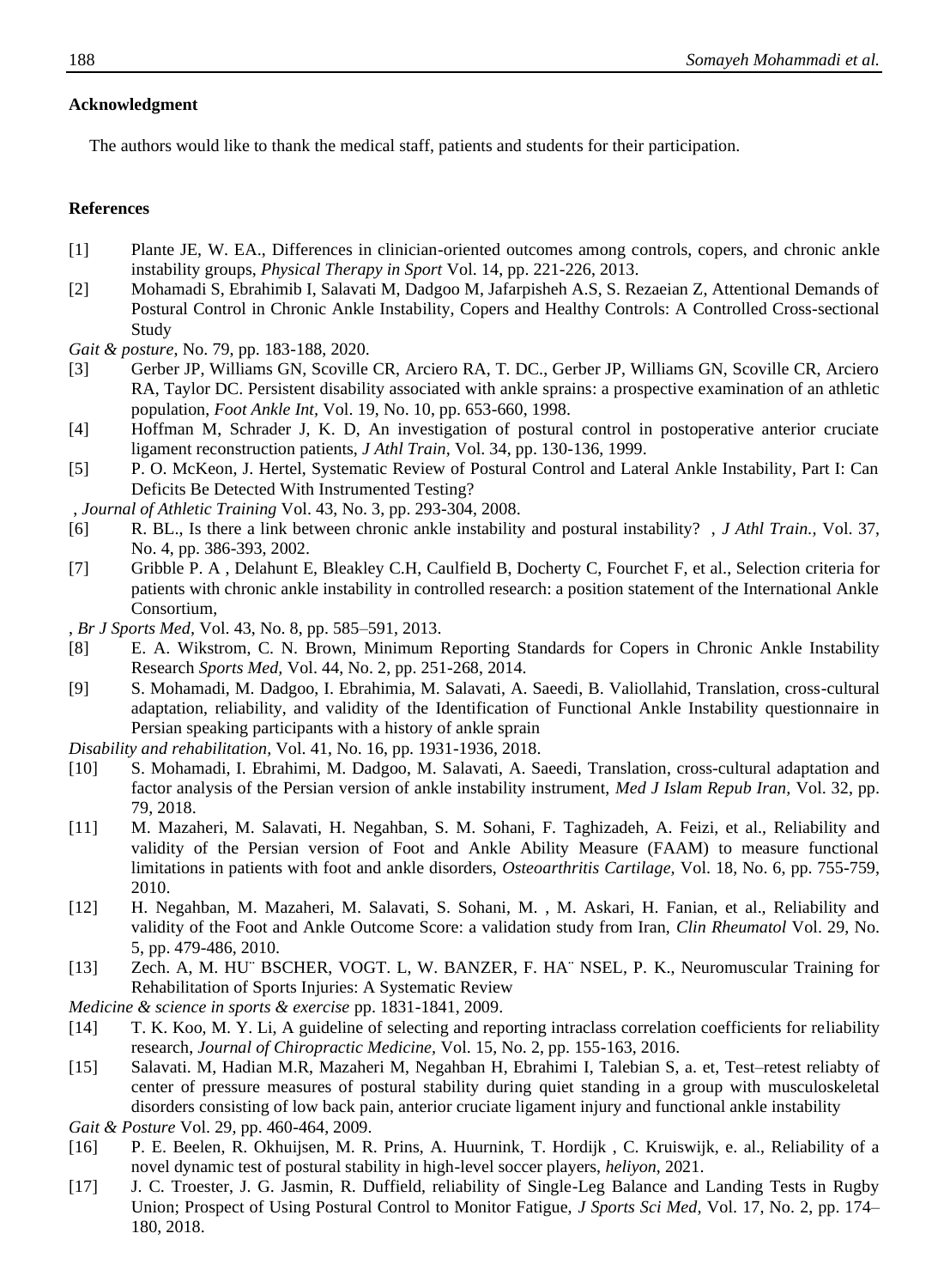### Acknowledgment

The authors would like to thank the medical staff, patients and students for their participation.

### References

[1] Plante JE, W. EA., Differences in clinician-oriented outcomes among controls, copers, and chronic ankle instability groups, *Physical Therapy in Sport* Vol. 14, pp. 221-226, 2013.

[2] Mohamadi S, Ebrahimib I, Salavati M, Dadgoo M, Jafarpisheh A.S, S. Rezaeian Z, Attentional Demands of Postural Control in Chronic Ankle Instability, Copers and Healthy Controls: A Controlled Cross-sectional Study
*Gait & posture*, No. 79, pp. 183-188, 2020.

[3] Gerber JP, Williams GN, Scoville CR, Arciero RA, T. DC., Gerber JP, Williams GN, Scoville CR, Arciero RA, Taylor DC. Persistent disability associated with ankle sprains: a prospective examination of an athletic population, *Foot Ankle Int*, Vol. 19, No. 10, pp. 653-660, 1998.

[4] Hoffman M, Schrader J, K. D, An investigation of postural control in postoperative anterior cruciate ligament reconstruction patients, *J Athl Train*, Vol. 34, pp. 130-136, 1999.

[5] P. O. McKeon, J. Hertel, Systematic Review of Postural Control and Lateral Ankle Instability, Part I: Can Deficits Be Detected With Instrumented Testing?
, *Journal of Athletic Training* Vol. 43, No. 3, pp. 293-304, 2008.

[6] R. BL., Is there a link between chronic ankle instability and postural instability? , *J Athl Train.*, Vol. 37, No. 4, pp. 386-393, 2002.

[7] Gribble P. A , Delahunt E, Bleakley C.H, Caulfield B, Docherty C, Fourchet F, et al., Selection criteria for patients with chronic ankle instability in controlled research: a position statement of the International Ankle Consortium,
, *Br J Sports Med*, Vol. 43, No. 8, pp. 585–591, 2013.

[8] E. A. Wikstrom, C. N. Brown, Minimum Reporting Standards for Copers in Chronic Ankle Instability Research *Sports Med*, Vol. 44, No. 2, pp. 251-268, 2014.

[9] S. Mohamadi, M. Dadgoo, I. Ebrahimia, M. Salavati, A. Saeedi, B. Valiollahid, Translation, cross-cultural adaptation, reliability, and validity of the Identification of Functional Ankle Instability questionnaire in Persian speaking participants with a history of ankle sprain
*Disability and rehabilitation,* Vol. 41, No. 16, pp. 1931-1936, 2018.

[10] S. Mohamadi, I. Ebrahimi, M. Dadgoo, M. Salavati, A. Saeedi, Translation, cross-cultural adaptation and factor analysis of the Persian version of ankle instability instrument, *Med J Islam Repub Iran,* Vol. 32, pp. 79, 2018.

[11] M. Mazaheri, M. Salavati, H. Negahban, S. M. Sohani, F. Taghizadeh, A. Feizi, et al., Reliability and validity of the Persian version of Foot and Ankle Ability Measure (FAAM) to measure functional limitations in patients with foot and ankle disorders, *Osteoarthritis Cartilage,* Vol. 18, No. 6, pp. 755-759, 2010.

[12] H. Negahban, M. Mazaheri, M. Salavati, S. Sohani, M. , M. Askari, H. Fanian, et al., Reliability and validity of the Foot and Ankle Outcome Score: a validation study from Iran, *Clin Rheumatol* Vol. 29, No. 5, pp. 479-486, 2010.

[13] Zech. A, M. HU¨ BSCHER, VOGT. L, W. BANZER, F. HA¨ NSEL, P. K., Neuromuscular Training for Rehabilitation of Sports Injuries: A Systematic Review
*Medicine & science in sports & exercise* pp. 1831-1841, 2009.

[14] T. K. Koo, M. Y. Li, A guideline of selecting and reporting intraclass correlation coefficients for reliability research, *Journal of Chiropractic Medicine*, Vol. 15, No. 2, pp. 155-163, 2016.

[15] Salavati. M, Hadian M.R, Mazaheri M, Negahban H, Ebrahimi I, Talebian S, a. et, Test–retest reliabty of center of pressure measures of postural stability during quiet standing in a group with musculoskeletal disorders consisting of low back pain, anterior cruciate ligament injury and functional ankle instability
*Gait & Posture* Vol. 29, pp. 460-464, 2009.

[16] P. E. Beelen, R. Okhuijsen, M. R. Prins, A. Huurnink, T. Hordijk , C. Kruiswijk, e. al., Reliability of a novel dynamic test of postural stability in high-level soccer players, *heliyon*, 2021.

[17] J. C. Troester, J. G. Jasmin, R. Duffield, reliability of Single-Leg Balance and Landing Tests in Rugby Union; Prospect of Using Postural Control to Monitor Fatigue, *J Sports Sci Med,* Vol. 17, No. 2, pp. 174–180, 2018.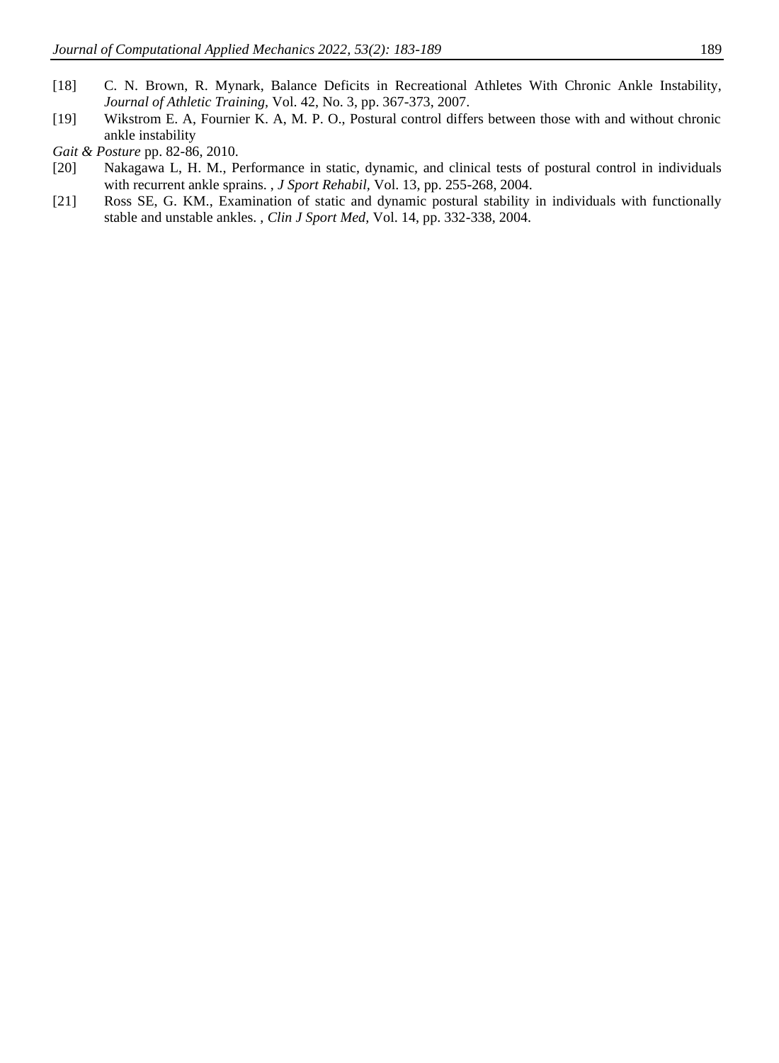[18] C. N. Brown, R. Mynark, Balance Deficits in Recreational Athletes With Chronic Ankle Instability, *Journal of Athletic Training*, Vol. 42, No. 3, pp. 367-373, 2007.

[19] Wikstrom E. A, Fournier K. A, M. P. O., Postural control differs between those with and without chronic ankle instability

*Gait & Posture* pp. 82-86, 2010.

[20] Nakagawa L, H. M., Performance in static, dynamic, and clinical tests of postural control in individuals with recurrent ankle sprains. , *J Sport Rehabil*, Vol. 13, pp. 255-268, 2004.

[21] Ross SE, G. KM., Examination of static and dynamic postural stability in individuals with functionally stable and unstable ankles. , *Clin J Sport Med*, Vol. 14, pp. 332-338, 2004.